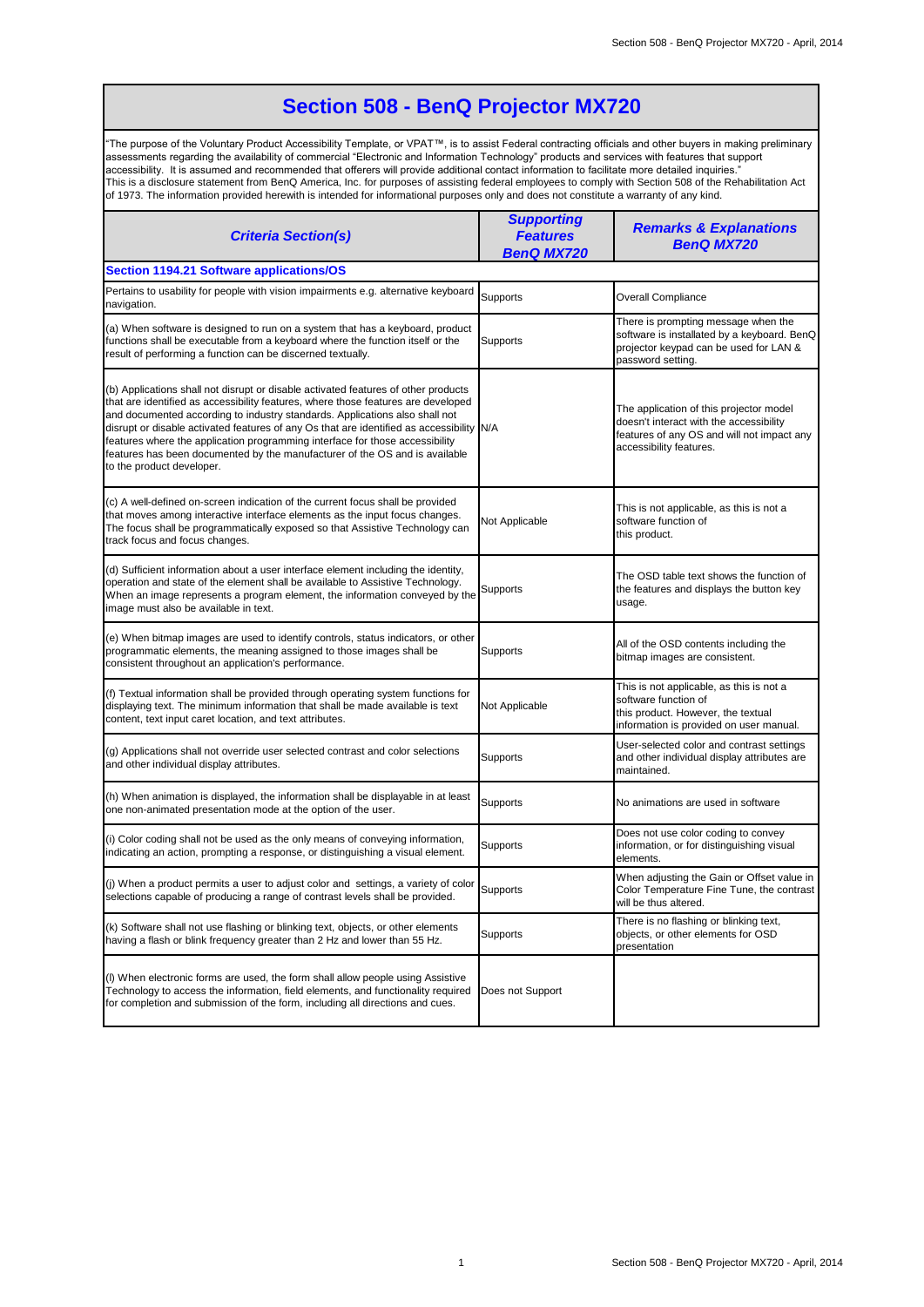# Section 508 - BenQ Projector MX720

"The purpose of the Voluntary Product Accessibility Template, or VPAT™, is to assist Federal contracting officials and other buyers in making preliminary assessments regarding the availability of commercial "Electronic and Information Technology" products and services with features that support accessibility. It is assumed and recommended that offerers will provide additional contact information to facilitate more detailed inquiries."
This is a disclosure statement from BenQ America, Inc. for purposes of assisting federal employees to comply with Section 508 of the Rehabilitation Act of 1973. The information provided herewith is intended for informational purposes only and does not constitute a warranty of any kind.

| *Criteria Section(s)* | *Supporting Features BenQ MX720* | *Remarks & Explanations BenQ MX720* |
|---|---|---|
| **Section 1194.21 Software applications/OS** | | |
| Pertains to usability for people with vision impairments e.g. alternative keyboard navigation. | Supports | Overall Compliance |
| (a) When software is designed to run on a system that has a keyboard, product functions shall be executable from a keyboard where the function itself or the result of performing a function can be discerned textually. | Supports | There is prompting message when the software is installated by a keyboard. BenQ projector keypad can be used for LAN & password setting. |
| (b) Applications shall not disrupt or disable activated features of other products that are identified as accessibility features, where those features are developed and documented according to industry standards. Applications also shall not disrupt or disable activated features of any Os that are identified as accessibility features where the application programming interface for those accessibility features has been documented by the manufacturer of the OS and is available to the product developer. | N/A | The application of this projector model doesn't interact with the accessibility features of any OS and will not impact any accessibility features. |
| (c) A well-defined on-screen indication of the current focus shall be provided that moves among interactive interface elements as the input focus changes. The focus shall be programmatically exposed so that Assistive Technology can track focus and focus changes. | Not Applicable | This is not applicable, as this is not a software function of this product. |
| (d) Sufficient information about a user interface element including the identity, operation and state of the element shall be available to Assistive Technology. When an image represents a program element, the information conveyed by the image must also be available in text. | Supports | The OSD table text shows the function of the features and displays the button key usage. |
| (e) When bitmap images are used to identify controls, status indicators, or other programmatic elements, the meaning assigned to those images shall be consistent throughout an application's performance. | Supports | All of the OSD contents including the bitmap images are consistent. |
| (f) Textual information shall be provided through operating system functions for displaying text. The minimum information that shall be made available is text content, text input caret location, and text attributes. | Not Applicable | This is not applicable, as this is not a software function of this product. However, the textual information is provided on user manual. |
| (g) Applications shall not override user selected contrast and color selections and other individual display attributes. | Supports | User-selected color and contrast settings and other individual display attributes are maintained. |
| (h) When animation is displayed, the information shall be displayable in at least one non-animated presentation mode at the option of the user. | Supports | No animations are used in software |
| (i) Color coding shall not be used as the only means of conveying information, indicating an action, prompting a response, or distinguishing a visual element. | Supports | Does not use color coding to convey information, or for distinguishing visual elements. |
| (j) When a product permits a user to adjust color and settings, a variety of color selections capable of producing a range of contrast levels shall be provided. | Supports | When adjusting the Gain or Offset value in Color Temperature Fine Tune, the contrast will be thus altered. |
| (k) Software shall not use flashing or blinking text, objects, or other elements having a flash or blink frequency greater than 2 Hz and lower than 55 Hz. | Supports | There is no flashing or blinking text, objects, or other elements for OSD presentation |
| (l) When electronic forms are used, the form shall allow people using Assistive Technology to access the information, field elements, and functionality required for completion and submission of the form, including all directions and cues. | Does not Support | |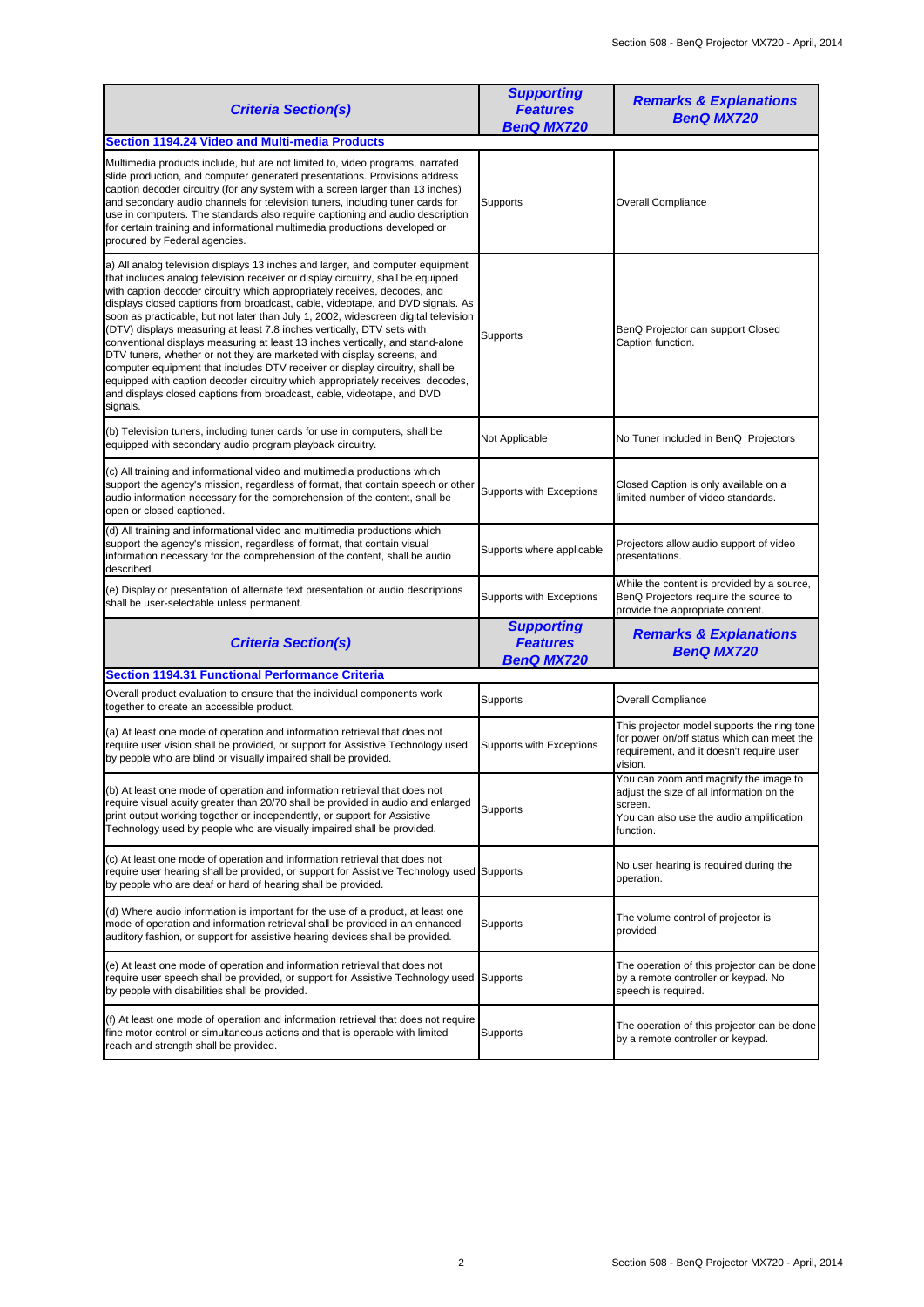| Criteria Section(s) | Supporting Features BenQ MX720 | Remarks & Explanations BenQ MX720 |
|---|---|---|
| **Section 1194.24 Video and Multi-media Products** | | |
| Multimedia products include, but are not limited to, video programs, narrated slide production, and computer generated presentations. Provisions address caption decoder circuitry (for any system with a screen larger than 13 inches) and secondary audio channels for television tuners, including tuner cards for use in computers. The standards also require captioning and audio description for certain training and informational multimedia productions developed or procured by Federal agencies. | Supports | Overall Compliance |
| a) All analog television displays 13 inches and larger, and computer equipment that includes analog television receiver or display circuitry, shall be equipped with caption decoder circuitry which appropriately receives, decodes, and displays closed captions from broadcast, cable, videotape, and DVD signals. As soon as practicable, but not later than July 1, 2002, widescreen digital television (DTV) displays measuring at least 7.8 inches vertically, DTV sets with conventional displays measuring at least 13 inches vertically, and stand-alone DTV tuners, whether or not they are marketed with display screens, and computer equipment that includes DTV receiver or display circuitry, shall be equipped with caption decoder circuitry which appropriately receives, decodes, and displays closed captions from broadcast, cable, videotape, and DVD signals. | Supports | BenQ Projector can support Closed Caption function. |
| (b) Television tuners, including tuner cards for use in computers, shall be equipped with secondary audio program playback circuitry. | Not Applicable | No Tuner included in BenQ Projectors |
| (c) All training and informational video and multimedia productions which support the agency's mission, regardless of format, that contain speech or other audio information necessary for the comprehension of the content, shall be open or closed captioned. | Supports with Exceptions | Closed Caption is only available on a limited number of video standards. |
| (d) All training and informational video and multimedia productions which support the agency's mission, regardless of format, that contain visual information necessary for the comprehension of the content, shall be audio described. | Supports where applicable | Projectors allow audio support of video presentations. |
| (e) Display or presentation of alternate text presentation or audio descriptions shall be user-selectable unless permanent. | Supports with Exceptions | While the content is provided by a source, BenQ Projectors require the source to provide the appropriate content. |

| Criteria Section(s) | Supporting Features BenQ MX720 | Remarks & Explanations BenQ MX720 |
|---|---|---|
| **Section 1194.31 Functional Performance Criteria** | | |
| Overall product evaluation to ensure that the individual components work together to create an accessible product. | Supports | Overall Compliance |
| (a) At least one mode of operation and information retrieval that does not require user vision shall be provided, or support for Assistive Technology used by people who are blind or visually impaired shall be provided. | Supports with Exceptions | This projector model supports the ring tone for power on/off status which can meet the requirement, and it doesn't require user vision. |
| (b) At least one mode of operation and information retrieval that does not require visual acuity greater than 20/70 shall be provided in audio and enlarged print output working together or independently, or support for Assistive Technology used by people who are visually impaired shall be provided. | Supports | You can zoom and magnify the image to adjust the size of all information on the screen.<br>You can also use the audio amplification function. |
| (c) At least one mode of operation and information retrieval that does not require user hearing shall be provided, or support for Assistive Technology used by people who are deaf or hard of hearing shall be provided. | Supports | No user hearing is required during the operation. |
| (d) Where audio information is important for the use of a product, at least one mode of operation and information retrieval shall be provided in an enhanced auditory fashion, or support for assistive hearing devices shall be provided. | Supports | The volume control of projector is provided. |
| (e) At least one mode of operation and information retrieval that does not require user speech shall be provided, or support for Assistive Technology used by people with disabilities shall be provided. | Supports | The operation of this projector can be done by a remote controller or keypad. No speech is required. |
| (f) At least one mode of operation and information retrieval that does not require fine motor control or simultaneous actions and that is operable with limited reach and strength shall be provided. | Supports | The operation of this projector can be done by a remote controller or keypad. |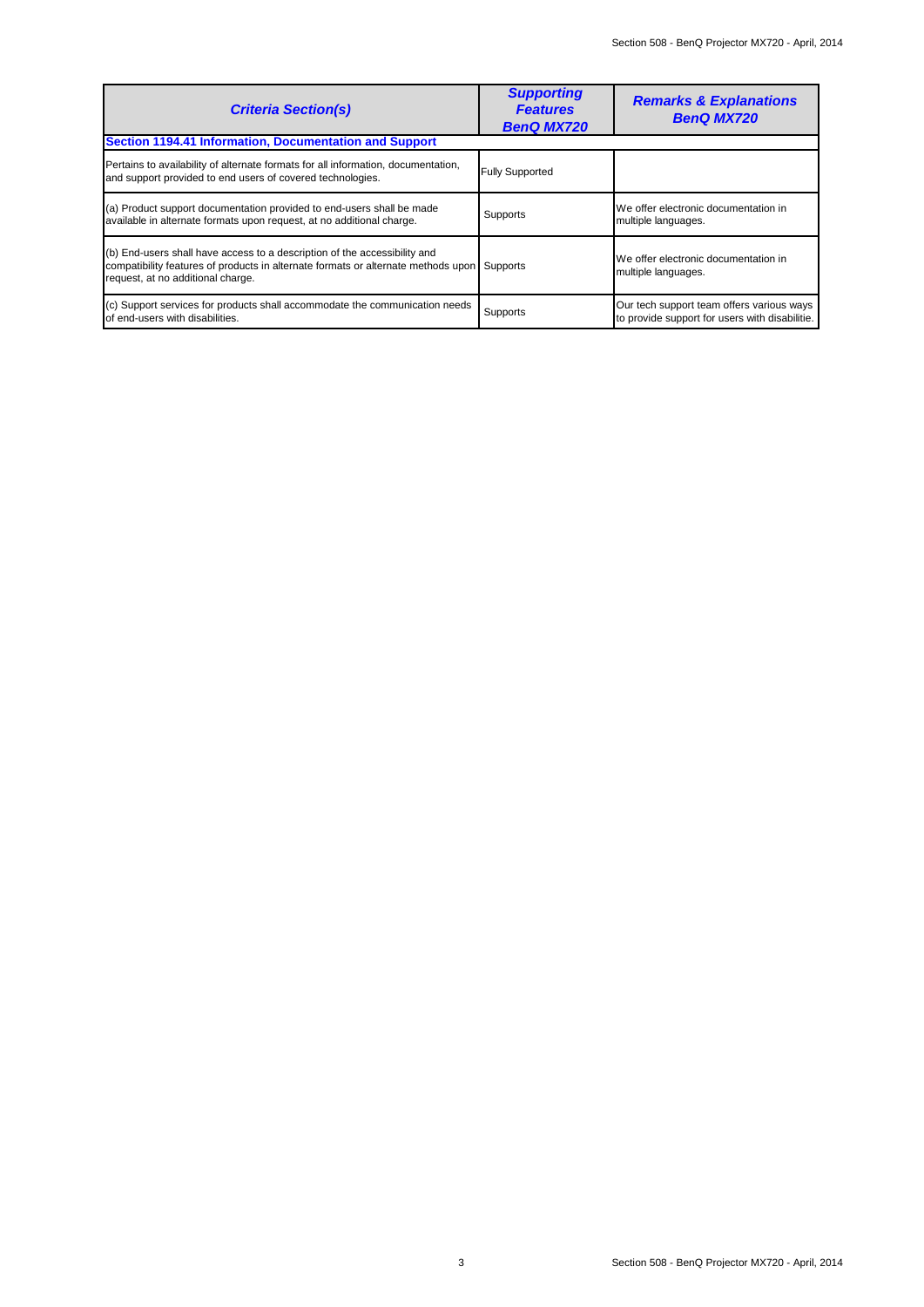| Criteria Section(s) | Supporting Features BenQ MX720 | Remarks & Explanations BenQ MX720 |
|---|---|---|
| **Section 1194.41 Information, Documentation and Support** | | |
| Pertains to availability of alternate formats for all information, documentation, and support provided to end users of covered technologies. | Fully Supported | |
| (a) Product support documentation provided to end-users shall be made available in alternate formats upon request, at no additional charge. | Supports | We offer electronic documentation in multiple languages. |
| (b) End-users shall have access to a description of the accessibility and compatibility features of products in alternate formats or alternate methods upon request, at no additional charge. | Supports | We offer electronic documentation in multiple languages. |
| (c) Support services for products shall accommodate the communication needs of end-users with disabilities. | Supports | Our tech support team offers various ways to provide support for users with disabilitie. |